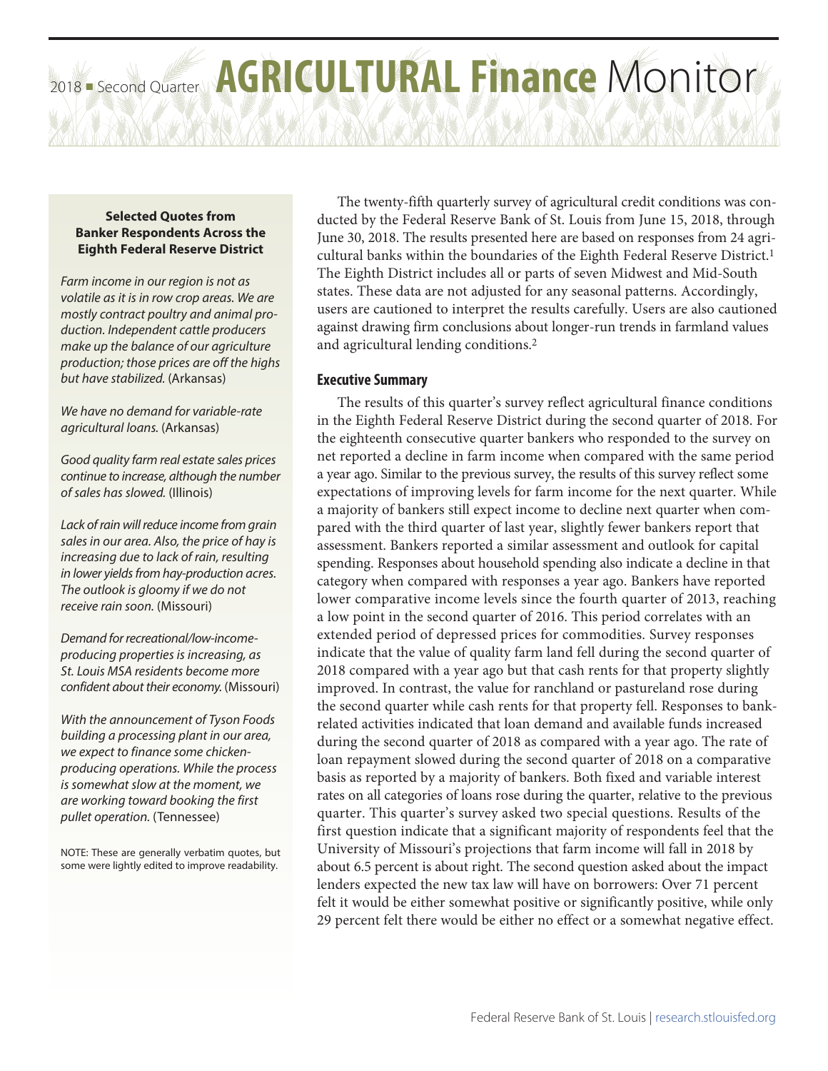# AGRICULTURAL Finance Monitor

2018 ■ Second Quarter

**Selected Quotes from Banker Respondents Across the Eighth Federal Reserve District**

*Farm income in our region is not as volatile as it is in row crop areas. We are mostly contract poultry and animal production. Independent cattle producers make up the balance of our agriculture production; those prices are off the highs but have stabilized.* (Arkansas)

*We have no demand for variable-rate agricultural loans.* (Arkansas)

*Good quality farm real estate sales prices continue to increase, although the number of sales has slowed.* (Illinois)

*Lack of rain will reduce income from grain sales in our area. Also, the price of hay is increasing due to lack of rain, resulting in lower yields from hay-production acres. The outlook is gloomy if we do not receive rain soon.* (Missouri)

*Demand for recreational/low-income-producing properties is increasing, as St. Louis MSA residents become more confident about their economy.* (Missouri)

*With the announcement of Tyson Foods building a processing plant in our area, we expect to finance some chicken-producing operations. While the process is somewhat slow at the moment, we are working toward booking the first pullet operation.* (Tennessee)

NOTE: These are generally verbatim quotes, but some were lightly edited to improve readability.

The twenty-fifth quarterly survey of agricultural credit conditions was conducted by the Federal Reserve Bank of St. Louis from June 15, 2018, through June 30, 2018. The results presented here are based on responses from 24 agricultural banks within the boundaries of the Eighth Federal Reserve District.[1] The Eighth District includes all or parts of seven Midwest and Mid-South states. These data are not adjusted for any seasonal patterns. Accordingly, users are cautioned to interpret the results carefully. Users are also cautioned against drawing firm conclusions about longer-run trends in farmland values and agricultural lending conditions.[2]

## Executive Summary

The results of this quarter's survey reflect agricultural finance conditions in the Eighth Federal Reserve District during the second quarter of 2018. For the eighteenth consecutive quarter bankers who responded to the survey on net reported a decline in farm income when compared with the same period a year ago. Similar to the previous survey, the results of this survey reflect some expectations of improving levels for farm income for the next quarter. While a majority of bankers still expect income to decline next quarter when compared with the third quarter of last year, slightly fewer bankers report that assessment. Bankers reported a similar assessment and outlook for capital spending. Responses about household spending also indicate a decline in that category when compared with responses a year ago. Bankers have reported lower comparative income levels since the fourth quarter of 2013, reaching a low point in the second quarter of 2016. This period correlates with an extended period of depressed prices for commodities. Survey responses indicate that the value of quality farm land fell during the second quarter of 2018 compared with a year ago but that cash rents for that property slightly improved. In contrast, the value for ranchland or pastureland rose during the second quarter while cash rents for that property fell. Responses to bank-related activities indicated that loan demand and available funds increased during the second quarter of 2018 as compared with a year ago. The rate of loan repayment slowed during the second quarter of 2018 on a comparative basis as reported by a majority of bankers. Both fixed and variable interest rates on all categories of loans rose during the quarter, relative to the previous quarter. This quarter's survey asked two special questions. Results of the first question indicate that a significant majority of respondents feel that the University of Missouri's projections that farm income will fall in 2018 by about 6.5 percent is about right. The second question asked about the impact lenders expected the new tax law will have on borrowers: Over 71 percent felt it would be either somewhat positive or significantly positive, while only 29 percent felt there would be either no effect or a somewhat negative effect.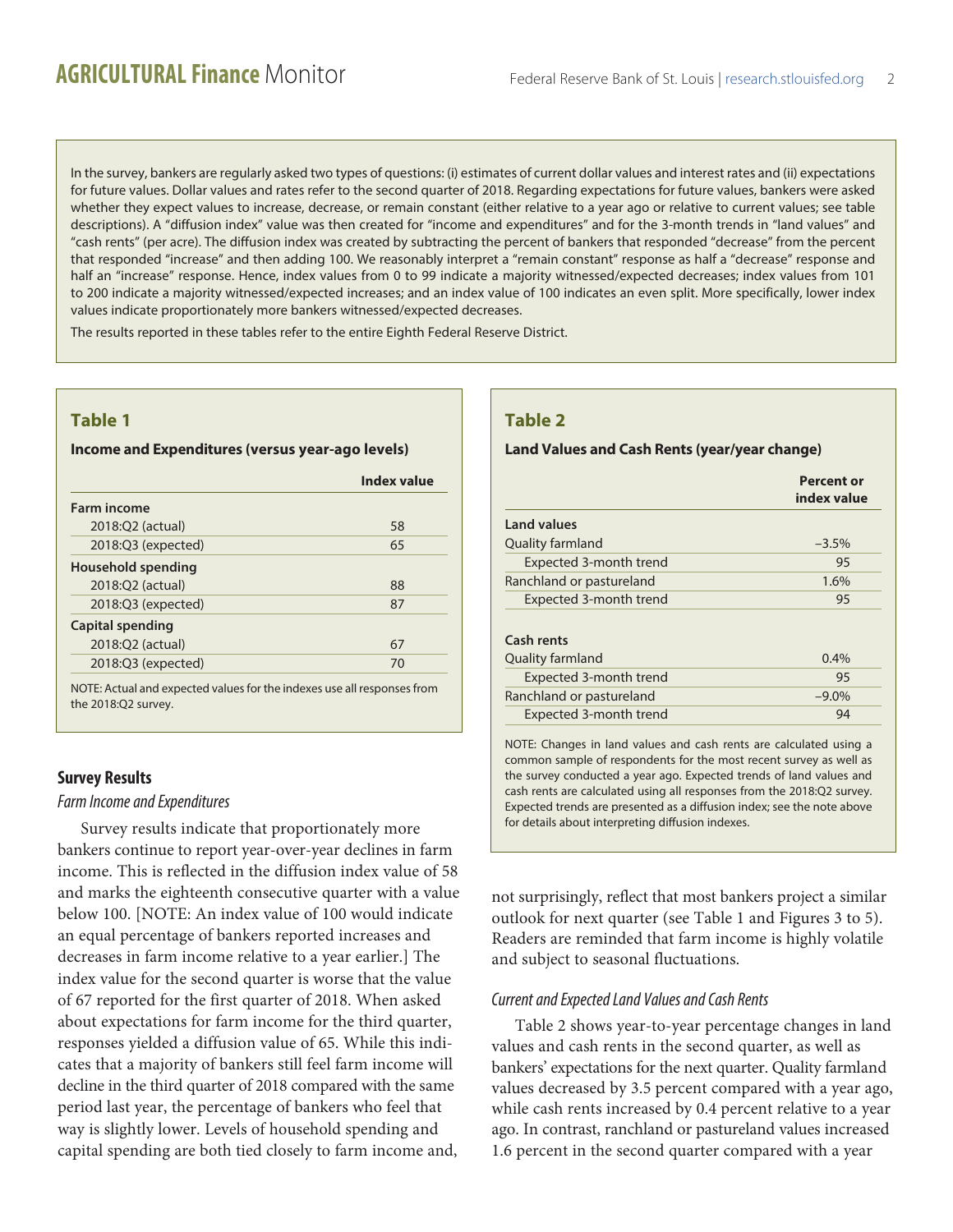In the survey, bankers are regularly asked two types of questions: (i) estimates of current dollar values and interest rates and (ii) expectations for future values. Dollar values and rates refer to the second quarter of 2018. Regarding expectations for future values, bankers were asked whether they expect values to increase, decrease, or remain constant (either relative to a year ago or relative to current values; see table descriptions). A "diffusion index" value was then created for "income and expenditures" and for the 3-month trends in "land values" and "cash rents" (per acre). The diffusion index was created by subtracting the percent of bankers that responded "decrease" from the percent that responded "increase" and then adding 100. We reasonably interpret a "remain constant" response as half a "decrease" response and half an "increase" response. Hence, index values from 0 to 99 indicate a majority witnessed/expected decreases; index values from 101 to 200 indicate a majority witnessed/expected increases; and an index value of 100 indicates an even split. More specifically, lower index values indicate proportionately more bankers witnessed/expected decreases.

The results reported in these tables refer to the entire Eighth Federal Reserve District.

### Table 1

**Income and Expenditures (versus year-ago levels)**

| | Index value |
|---|---|
| **Farm income** | |
| 2018:Q2 (actual) | 58 |
| 2018:Q3 (expected) | 65 |
| **Household spending** | |
| 2018:Q2 (actual) | 88 |
| 2018:Q3 (expected) | 87 |
| **Capital spending** | |
| 2018:Q2 (actual) | 67 |
| 2018:Q3 (expected) | 70 |

NOTE: Actual and expected values for the indexes use all responses from the 2018:Q2 survey.

### Table 2

**Land Values and Cash Rents (year/year change)**

| | Percent or index value |
|---|---|
| **Land values** | |
| Quality farmland | –3.5% |
| Expected 3-month trend | 95 |
| Ranchland or pastureland | 1.6% |
| Expected 3-month trend | 95 |
| **Cash rents** | |
| Quality farmland | 0.4% |
| Expected 3-month trend | 95 |
| Ranchland or pastureland | –9.0% |
| Expected 3-month trend | 94 |

NOTE: Changes in land values and cash rents are calculated using a common sample of respondents for the most recent survey as well as the survey conducted a year ago. Expected trends of land values and cash rents are calculated using all responses from the 2018:Q2 survey. Expected trends are presented as a diffusion index; see the note above for details about interpreting diffusion indexes.

## Survey Results

*Farm Income and Expenditures*

Survey results indicate that proportionately more bankers continue to report year-over-year declines in farm income. This is reflected in the diffusion index value of 58 and marks the eighteenth consecutive quarter with a value below 100. [NOTE: An index value of 100 would indicate an equal percentage of bankers reported increases and decreases in farm income relative to a year earlier.] The index value for the second quarter is worse that the value of 67 reported for the first quarter of 2018. When asked about expectations for farm income for the third quarter, responses yielded a diffusion value of 65. While this indicates that a majority of bankers still feel farm income will decline in the third quarter of 2018 compared with the same period last year, the percentage of bankers who feel that way is slightly lower. Levels of household spending and capital spending are both tied closely to farm income and, not surprisingly, reflect that most bankers project a similar outlook for next quarter (see Table 1 and Figures 3 to 5). Readers are reminded that farm income is highly volatile and subject to seasonal fluctuations.

*Current and Expected Land Values and Cash Rents*

Table 2 shows year-to-year percentage changes in land values and cash rents in the second quarter, as well as bankers' expectations for the next quarter. Quality farmland values decreased by 3.5 percent compared with a year ago, while cash rents increased by 0.4 percent relative to a year ago. In contrast, ranchland or pastureland values increased 1.6 percent in the second quarter compared with a year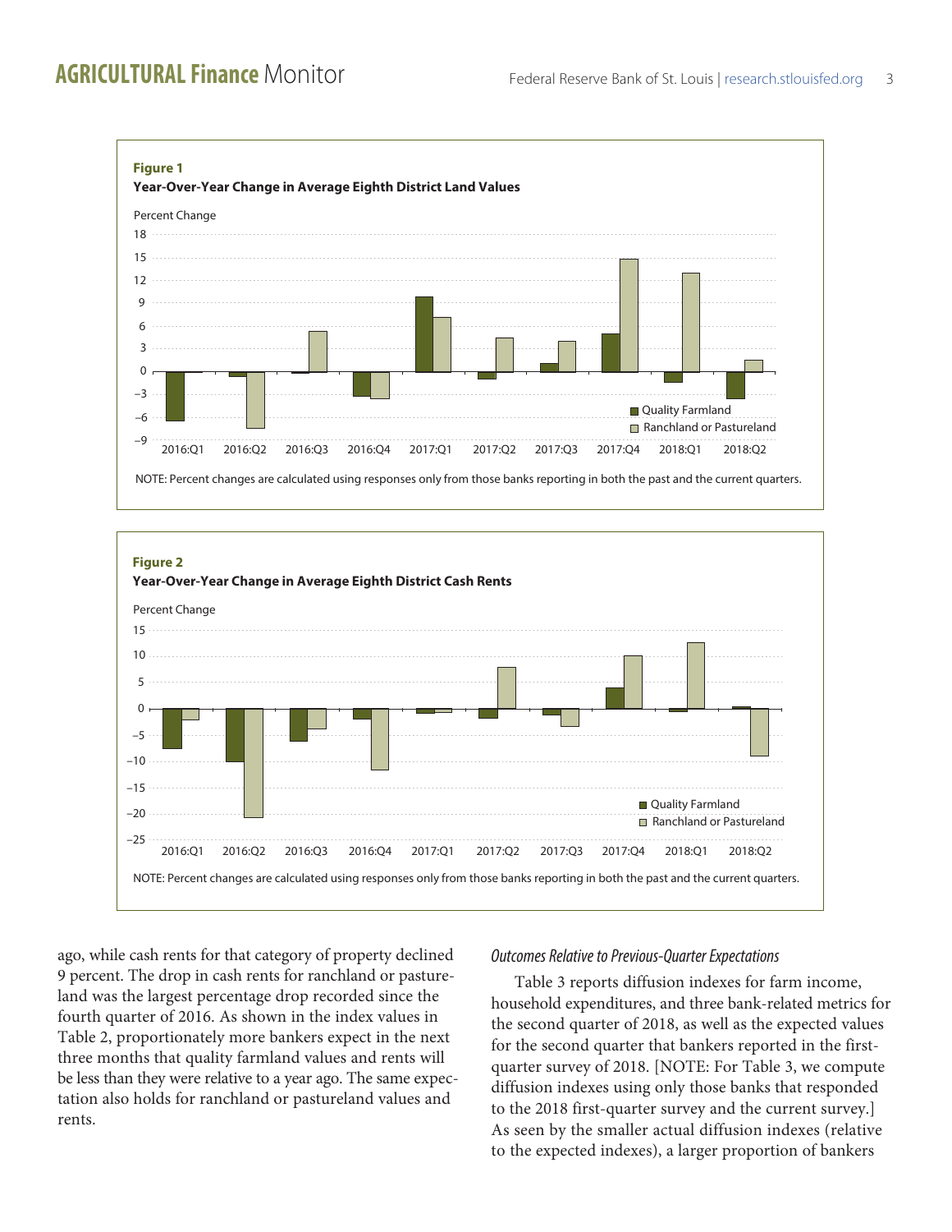**Figure 1**

**Year-Over-Year Change in Average Eighth District Land Values**

NOTE: Percent changes are calculated using responses only from those banks reporting in both the past and the current quarters.

**Figure 2**

**Year-Over-Year Change in Average Eighth District Cash Rents**

NOTE: Percent changes are calculated using responses only from those banks reporting in both the past and the current quarters.

ago, while cash rents for that category of property declined 9 percent. The drop in cash rents for ranchland or pastureland was the largest percentage drop recorded since the fourth quarter of 2016. As shown in the index values in Table 2, proportionately more bankers expect in the next three months that quality farmland values and rents will be less than they were relative to a year ago. The same expectation also holds for ranchland or pastureland values and rents.

### *Outcomes Relative to Previous-Quarter Expectations*

Table 3 reports diffusion indexes for farm income, household expenditures, and three bank-related metrics for the second quarter of 2018, as well as the expected values for the second quarter that bankers reported in the first-quarter survey of 2018. [NOTE: For Table 3, we compute diffusion indexes using only those banks that responded to the 2018 first-quarter survey and the current survey.] As seen by the smaller actual diffusion indexes (relative to the expected indexes), a larger proportion of bankers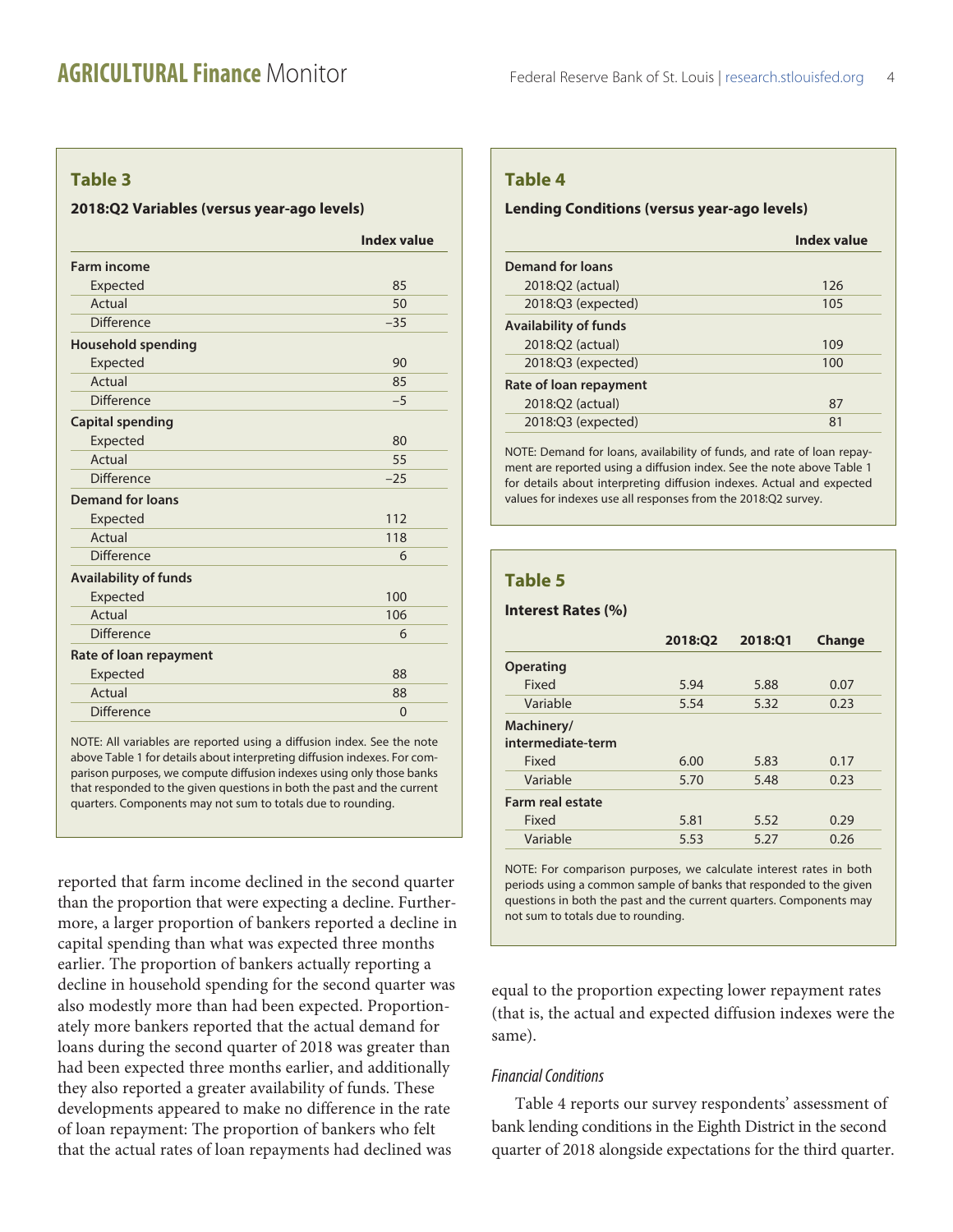## Table 3

**2018:Q2 Variables (versus year-ago levels)**

| | Index value |
|---|---|
| **Farm income** | |
| Expected | 85 |
| Actual | 50 |
| Difference | –35 |
| **Household spending** | |
| Expected | 90 |
| Actual | 85 |
| Difference | –5 |
| **Capital spending** | |
| Expected | 80 |
| Actual | 55 |
| Difference | –25 |
| **Demand for loans** | |
| Expected | 112 |
| Actual | 118 |
| Difference | 6 |
| **Availability of funds** | |
| Expected | 100 |
| Actual | 106 |
| Difference | 6 |
| **Rate of loan repayment** | |
| Expected | 88 |
| Actual | 88 |
| Difference | 0 |

NOTE: All variables are reported using a diffusion index. See the note above Table 1 for details about interpreting diffusion indexes. For comparison purposes, we compute diffusion indexes using only those banks that responded to the given questions in both the past and the current quarters. Components may not sum to totals due to rounding.

reported that farm income declined in the second quarter than the proportion that were expecting a decline. Furthermore, a larger proportion of bankers reported a decline in capital spending than what was expected three months earlier. The proportion of bankers actually reporting a decline in household spending for the second quarter was also modestly more than had been expected. Proportionately more bankers reported that the actual demand for loans during the second quarter of 2018 was greater than had been expected three months earlier, and additionally they also reported a greater availability of funds. These developments appeared to make no difference in the rate of loan repayment: The proportion of bankers who felt that the actual rates of loan repayments had declined was equal to the proportion expecting lower repayment rates (that is, the actual and expected diffusion indexes were the same).

## Table 4

**Lending Conditions (versus year-ago levels)**

| | Index value |
|---|---|
| **Demand for loans** | |
| 2018:Q2 (actual) | 126 |
| 2018:Q3 (expected) | 105 |
| **Availability of funds** | |
| 2018:Q2 (actual) | 109 |
| 2018:Q3 (expected) | 100 |
| **Rate of loan repayment** | |
| 2018:Q2 (actual) | 87 |
| 2018:Q3 (expected) | 81 |

NOTE: Demand for loans, availability of funds, and rate of loan repayment are reported using a diffusion index. See the note above Table 1 for details about interpreting diffusion indexes. Actual and expected values for indexes use all responses from the 2018:Q2 survey.

## Table 5

**Interest Rates (%)**

| | 2018:Q2 | 2018:Q1 | Change |
|---|---|---|---|
| **Operating** | | | |
| Fixed | 5.94 | 5.88 | 0.07 |
| Variable | 5.54 | 5.32 | 0.23 |
| **Machinery/ intermediate-term** | | | |
| Fixed | 6.00 | 5.83 | 0.17 |
| Variable | 5.70 | 5.48 | 0.23 |
| **Farm real estate** | | | |
| Fixed | 5.81 | 5.52 | 0.29 |
| Variable | 5.53 | 5.27 | 0.26 |

NOTE: For comparison purposes, we calculate interest rates in both periods using a common sample of banks that responded to the given questions in both the past and the current quarters. Components may not sum to totals due to rounding.

### *Financial Conditions*

Table 4 reports our survey respondents' assessment of bank lending conditions in the Eighth District in the second quarter of 2018 alongside expectations for the third quarter.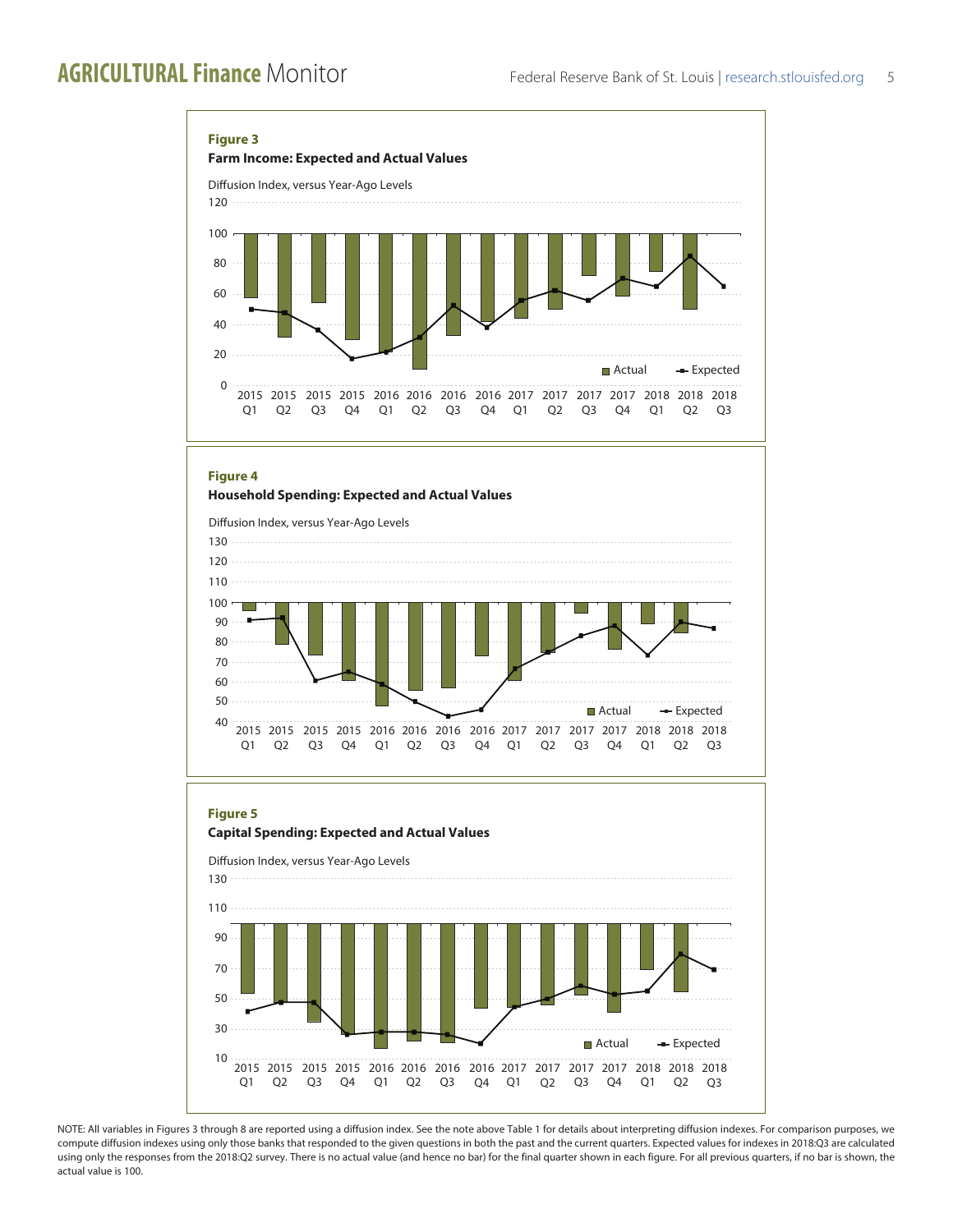**Figure 3**

**Farm Income: Expected and Actual Values**

Diffusion Index, versus Year-Ago Levels

**Figure 4**

**Household Spending: Expected and Actual Values**

Diffusion Index, versus Year-Ago Levels

**Figure 5**

**Capital Spending: Expected and Actual Values**

Diffusion Index, versus Year-Ago Levels

NOTE: All variables in Figures 3 through 8 are reported using a diffusion index. See the note above Table 1 for details about interpreting diffusion indexes. For comparison purposes, we compute diffusion indexes using only those banks that responded to the given questions in both the past and the current quarters. Expected values for indexes in 2018:Q3 are calculated using only the responses from the 2018:Q2 survey. There is no actual value (and hence no bar) for the final quarter shown in each figure. For all previous quarters, if no bar is shown, the actual value is 100.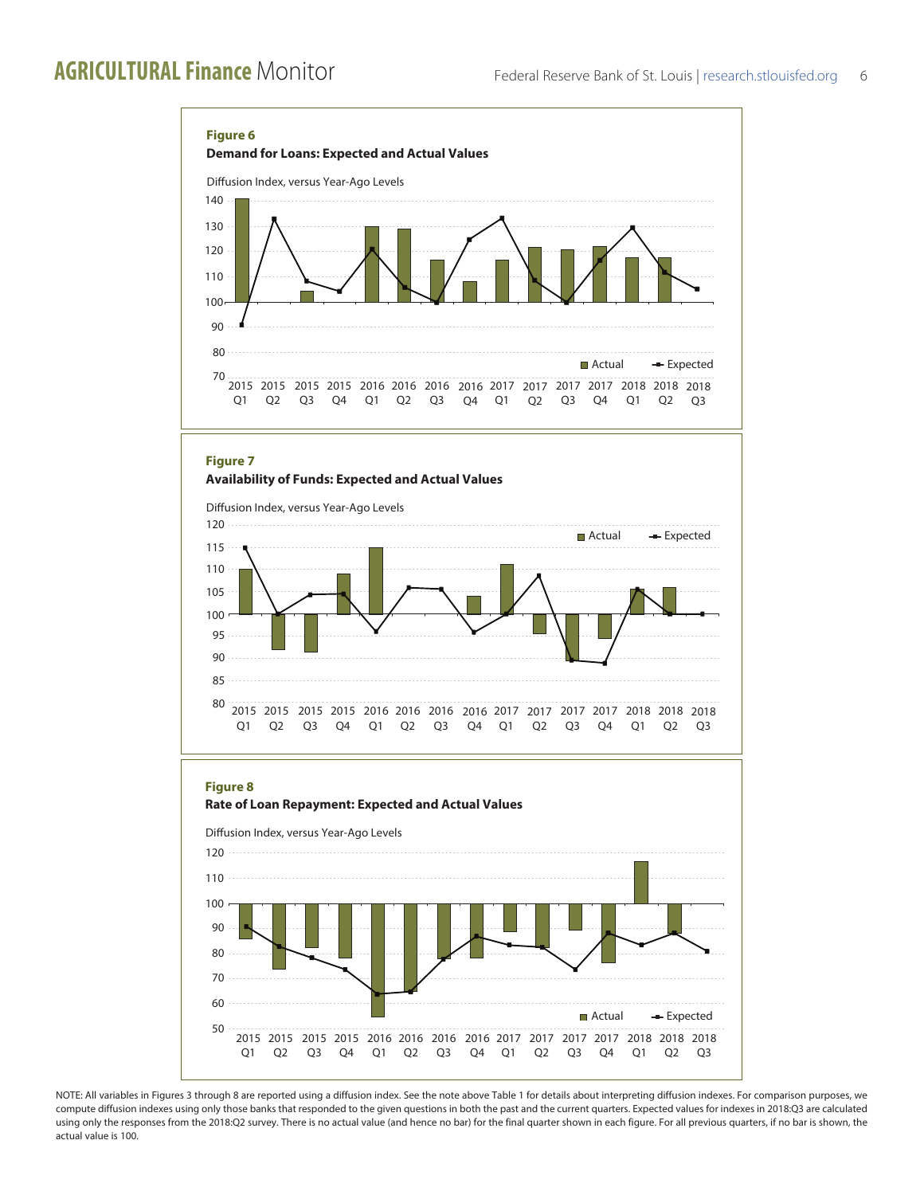**Figure 6**

**Demand for Loans: Expected and Actual Values**

Diffusion Index, versus Year-Ago Levels

**Figure 7**

**Availability of Funds: Expected and Actual Values**

Diffusion Index, versus Year-Ago Levels

**Figure 8**

**Rate of Loan Repayment: Expected and Actual Values**

Diffusion Index, versus Year-Ago Levels

NOTE: All variables in Figures 3 through 8 are reported using a diffusion index. See the note above Table 1 for details about interpreting diffusion indexes. For comparison purposes, we compute diffusion indexes using only those banks that responded to the given questions in both the past and the current quarters. Expected values for indexes in 2018:Q3 are calculated using only the responses from the 2018:Q2 survey. There is no actual value (and hence no bar) for the final quarter shown in each figure. For all previous quarters, if no bar is shown, the actual value is 100.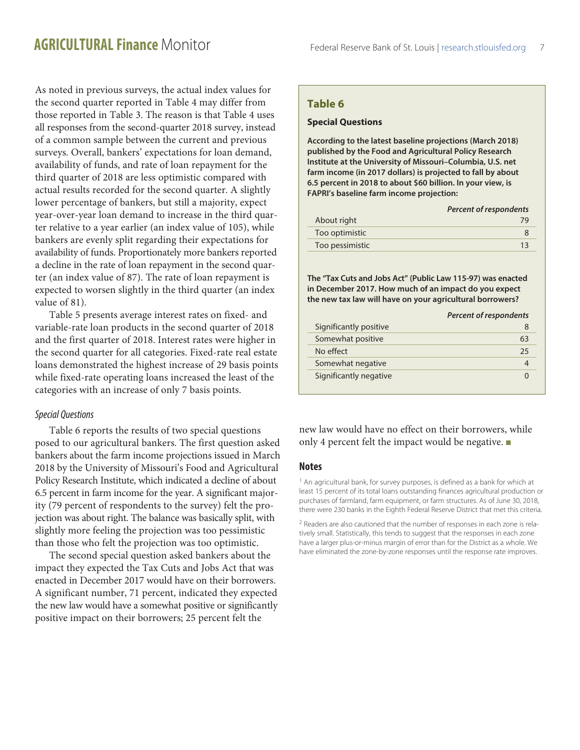As noted in previous surveys, the actual index values for the second quarter reported in Table 4 may differ from those reported in Table 3. The reason is that Table 4 uses all responses from the second-quarter 2018 survey, instead of a common sample between the current and previous surveys. Overall, bankers' expectations for loan demand, availability of funds, and rate of loan repayment for the third quarter of 2018 are less optimistic compared with actual results recorded for the second quarter. A slightly lower percentage of bankers, but still a majority, expect year-over-year loan demand to increase in the third quarter relative to a year earlier (an index value of 105), while bankers are evenly split regarding their expectations for availability of funds. Proportionately more bankers reported a decline in the rate of loan repayment in the second quarter (an index value of 87). The rate of loan repayment is expected to worsen slightly in the third quarter (an index value of 81).

Table 5 presents average interest rates on fixed- and variable-rate loan products in the second quarter of 2018 and the first quarter of 2018. Interest rates were higher in the second quarter for all categories. Fixed-rate real estate loans demonstrated the highest increase of 29 basis points while fixed-rate operating loans increased the least of the categories with an increase of only 7 basis points.

### *Special Questions*

Table 6 reports the results of two special questions posed to our agricultural bankers. The first question asked bankers about the farm income projections issued in March 2018 by the University of Missouri's Food and Agricultural Policy Research Institute, which indicated a decline of about 6.5 percent in farm income for the year. A significant majority (79 percent of respondents to the survey) felt the projection was about right. The balance was basically split, with slightly more feeling the projection was too pessimistic than those who felt the projection was too optimistic.

The second special question asked bankers about the impact they expected the Tax Cuts and Jobs Act that was enacted in December 2017 would have on their borrowers. A significant number, 71 percent, indicated they expected the new law would have a somewhat positive or significantly positive impact on their borrowers; 25 percent felt the new law would have no effect on their borrowers, while only 4 percent felt the impact would be negative. ■

## Table 6

**Special Questions**

**According to the latest baseline projections (March 2018) published by the Food and Agricultural Policy Research Institute at the University of Missouri–Columbia, U.S. net farm income (in 2017 dollars) is projected to fall by about 6.5 percent in 2018 to about $60 billion. In your view, is FAPRI's baseline farm income projection:**

| | *Percent of respondents* |
|---|---|
| About right | 79 |
| Too optimistic | 8 |
| Too pessimistic | 13 |

**The "Tax Cuts and Jobs Act" (Public Law 115-97) was enacted in December 2017. How much of an impact do you expect the new tax law will have on your agricultural borrowers?**

| | *Percent of respondents* |
|---|---|
| Significantly positive | 8 |
| Somewhat positive | 63 |
| No effect | 25 |
| Somewhat negative | 4 |
| Significantly negative | 0 |

## Notes

[1] An agricultural bank, for survey purposes, is defined as a bank for which at least 15 percent of its total loans outstanding finances agricultural production or purchases of farmland, farm equipment, or farm structures. As of June 30, 2018, there were 230 banks in the Eighth Federal Reserve District that met this criteria.

[2] Readers are also cautioned that the number of responses in each zone is relatively small. Statistically, this tends to suggest that the responses in each zone have a larger plus-or-minus margin of error than for the District as a whole. We have eliminated the zone-by-zone responses until the response rate improves.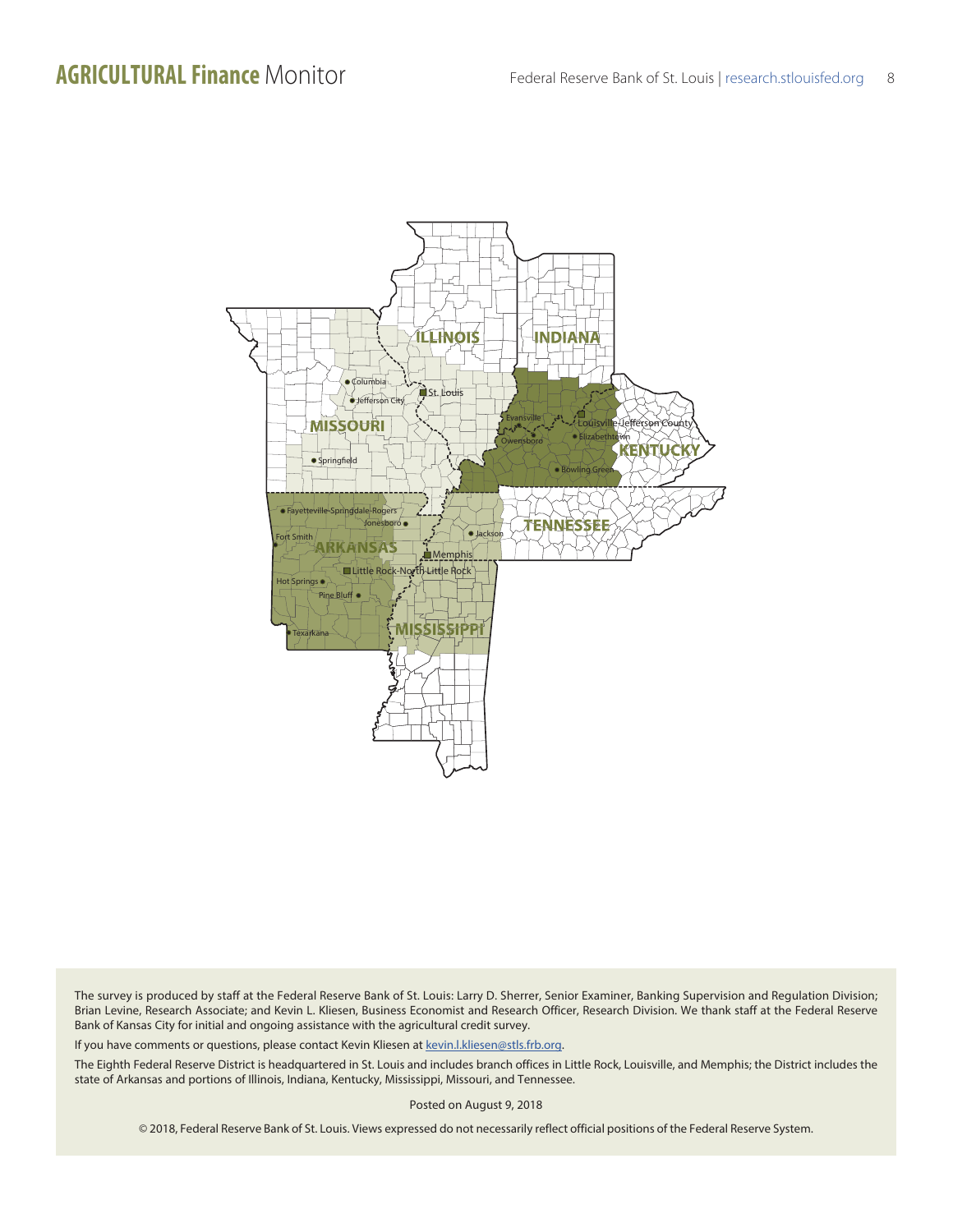ILLINOIS
INDIANA
MISSOURI
KENTUCKY
TENNESSEE
ARKANSAS
MISSISSIPPI
Columbia
Jefferson City
St. Louis
Springfield
Evansville
Owensboro
Louisville-Jefferson County
Elizabethtown
Bowling Green
Fayetteville-Springdale-Rogers
Jonesboro
Jackson
Fort Smith
Memphis
Little Rock-North Little Rock
Hot Springs
Pine Bluff
Texarkana

The survey is produced by staff at the Federal Reserve Bank of St. Louis: Larry D. Sherrer, Senior Examiner, Banking Supervision and Regulation Division; Brian Levine, Research Associate; and Kevin L. Kliesen, Business Economist and Research Officer, Research Division. We thank staff at the Federal Reserve Bank of Kansas City for initial and ongoing assistance with the agricultural credit survey.

If you have comments or questions, please contact Kevin Kliesen at kevin.l.kliesen@stls.frb.org.

The Eighth Federal Reserve District is headquartered in St. Louis and includes branch offices in Little Rock, Louisville, and Memphis; the District includes the state of Arkansas and portions of Illinois, Indiana, Kentucky, Mississippi, Missouri, and Tennessee.

Posted on August 9, 2018

© 2018, Federal Reserve Bank of St. Louis. Views expressed do not necessarily reflect official positions of the Federal Reserve System.